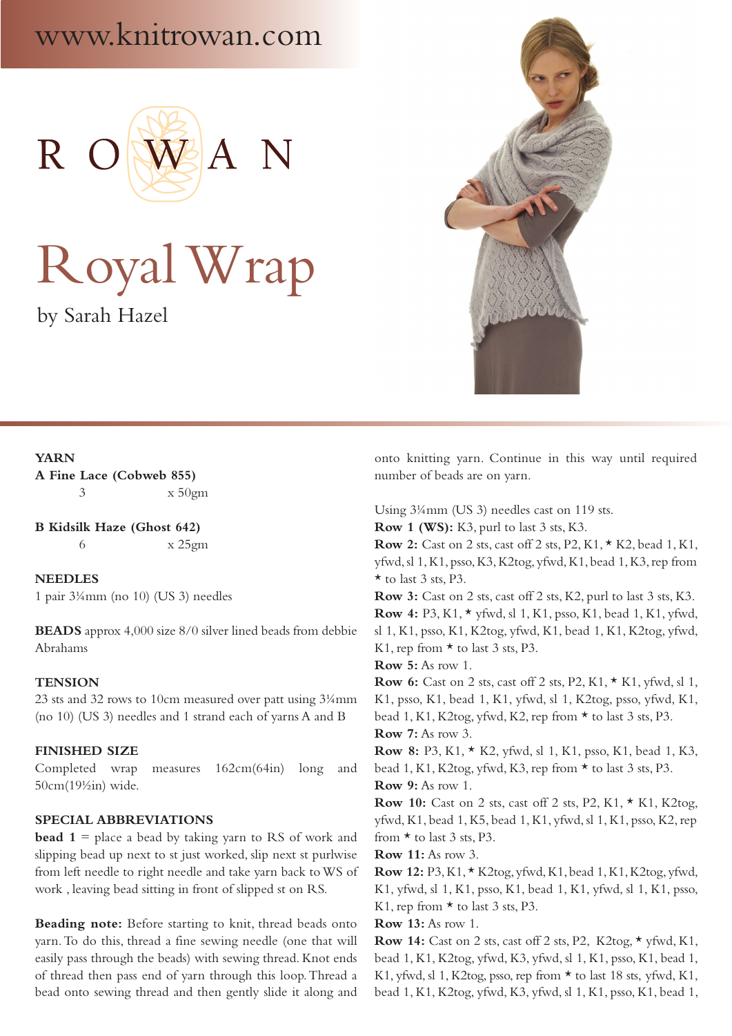www.knitrowan.com

ROWAN

# Royal Wrap

by Sarah Hazel

**YARN**

**A Fine Lace (Cobweb 855)**

3 x 50gm

**B Kidsilk Haze (Ghost 642)**

6 x 25gm

**NEEDLES**

1 pair 3¼mm (no 10) (US 3) needles

**BEADS** approx 4,000 size 8/0 silver lined beads from debbie Abrahams

**TENSION**

23 sts and 32 rows to 10cm measured over patt using 3¼mm (no 10) (US 3) needles and 1 strand each of yarns A and B

**FINISHED SIZE**

Completed wrap measures 162cm(64in) long and 50cm(19½in) wide.

**SPECIAL ABBREVIATIONS**

**bead 1** = place a bead by taking yarn to RS of work and slipping bead up next to st just worked, slip next st purlwise from left needle to right needle and take yarn back to WS of work , leaving bead sitting in front of slipped st on RS.

**Beading note:** Before starting to knit, thread beads onto yarn. To do this, thread a fine sewing needle (one that will easily pass through the beads) with sewing thread. Knot ends of thread then pass end of yarn through this loop. Thread a bead onto sewing thread and then gently slide it along and onto knitting yarn. Continue in this way until required number of beads are on yarn.

Using 3¼mm (US 3) needles cast on 119 sts.

**Row 1 (WS):** K3, purl to last 3 sts, K3.

**Row 2:** Cast on 2 sts, cast off 2 sts, P2, K1, * K2, bead 1, K1, yfwd, sl 1, K1, psso, K3, K2tog, yfwd, K1, bead 1, K3, rep from * to last 3 sts, P3.

**Row 3:** Cast on 2 sts, cast off 2 sts, K2, purl to last 3 sts, K3.

**Row 4:** P3, K1, * yfwd, sl 1, K1, psso, K1, bead 1, K1, yfwd, sl 1, K1, psso, K1, K2tog, yfwd, K1, bead 1, K1, K2tog, yfwd, K1, rep from * to last 3 sts, P3.

**Row 5:** As row 1.

**Row 6:** Cast on 2 sts, cast off 2 sts, P2, K1, * K1, yfwd, sl 1, K1, psso, K1, bead 1, K1, yfwd, sl 1, K2tog, psso, yfwd, K1, bead 1, K1, K2tog, yfwd, K2, rep from * to last 3 sts, P3.

**Row 7:** As row 3.

**Row 8:** P3, K1, * K2, yfwd, sl 1, K1, psso, K1, bead 1, K3, bead 1, K1, K2tog, yfwd, K3, rep from * to last 3 sts, P3.

**Row 9:** As row 1.

**Row 10:** Cast on 2 sts, cast off 2 sts, P2, K1, * K1, K2tog, yfwd, K1, bead 1, K5, bead 1, K1, yfwd, sl 1, K1, psso, K2, rep from * to last 3 sts, P3.

**Row 11:** As row 3.

**Row 12:** P3, K1, * K2tog, yfwd, K1, bead 1, K1, K2tog, yfwd, K1, yfwd, sl 1, K1, psso, K1, bead 1, K1, yfwd, sl 1, K1, psso, K1, rep from * to last 3 sts, P3.

**Row 13:** As row 1.

**Row 14:** Cast on 2 sts, cast off 2 sts, P2, K2tog, * yfwd, K1, bead 1, K1, K2tog, yfwd, K3, yfwd, sl 1, K1, psso, K1, bead 1, K1, yfwd, sl 1, K2tog, psso, rep from * to last 18 sts, yfwd, K1, bead 1, K1, K2tog, yfwd, K3, yfwd, sl 1, K1, psso, K1, bead 1,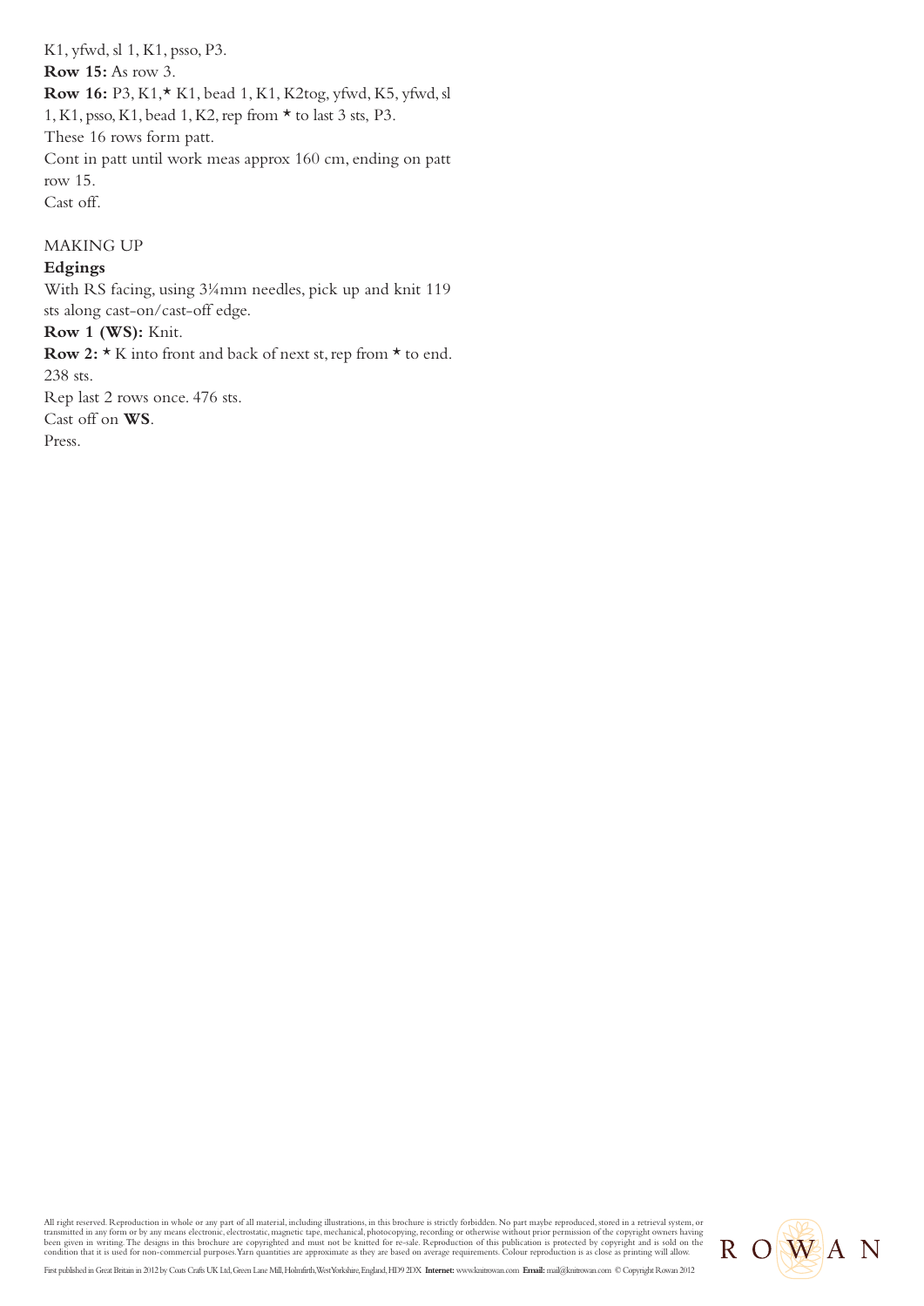K1, yfwd, sl 1, K1, psso, P3.

**Row 15:** As row 3.

**Row 16:** P3, K1,* K1, bead 1, K1, K2tog, yfwd, K5, yfwd, sl 1, K1, psso, K1, bead 1, K2, rep from * to last 3 sts, P3.

These 16 rows form patt.

Cont in patt until work meas approx 160 cm, ending on patt row 15.

Cast off.

MAKING UP

**Edgings**

With RS facing, using 3¼mm needles, pick up and knit 119 sts along cast-on/cast-off edge.

**Row 1 (WS):** Knit.

**Row 2:** * K into front and back of next st, rep from * to end. 238 sts.

Rep last 2 rows once. 476 sts.

Cast off on **WS**.

Press.

All right reserved. Reproduction in whole or any part of all material, including illustrations, in this brochure is strictly forbidden. No part maybe reproduced, stored in a retrieval system, or transmitted in any form or by any means electronic, electrostatic, magnetic tape, mechanical, photocopying, recording or otherwise without prior permission of the copyright owners having been given in writing. The designs in this brochure are copyrighted and must not be knitted for re-sale. Reproduction of this publication is protected by copyright and is sold on the condition that it is used for non-commercial purposes. Yarn quantities are approximate as they are based on average requirements. Colour reproduction is as close as printing will allow.

First published in Great Britain in 2012 by Coats Crafts UK Ltd, Green Lane Mill, Holmfirth, West Yorkshire, England, HD9 2DX **Internet:** www.knitrowan.com **Email:** mail@knitrowan.com © Copyright Rowan 2012

ROWAN